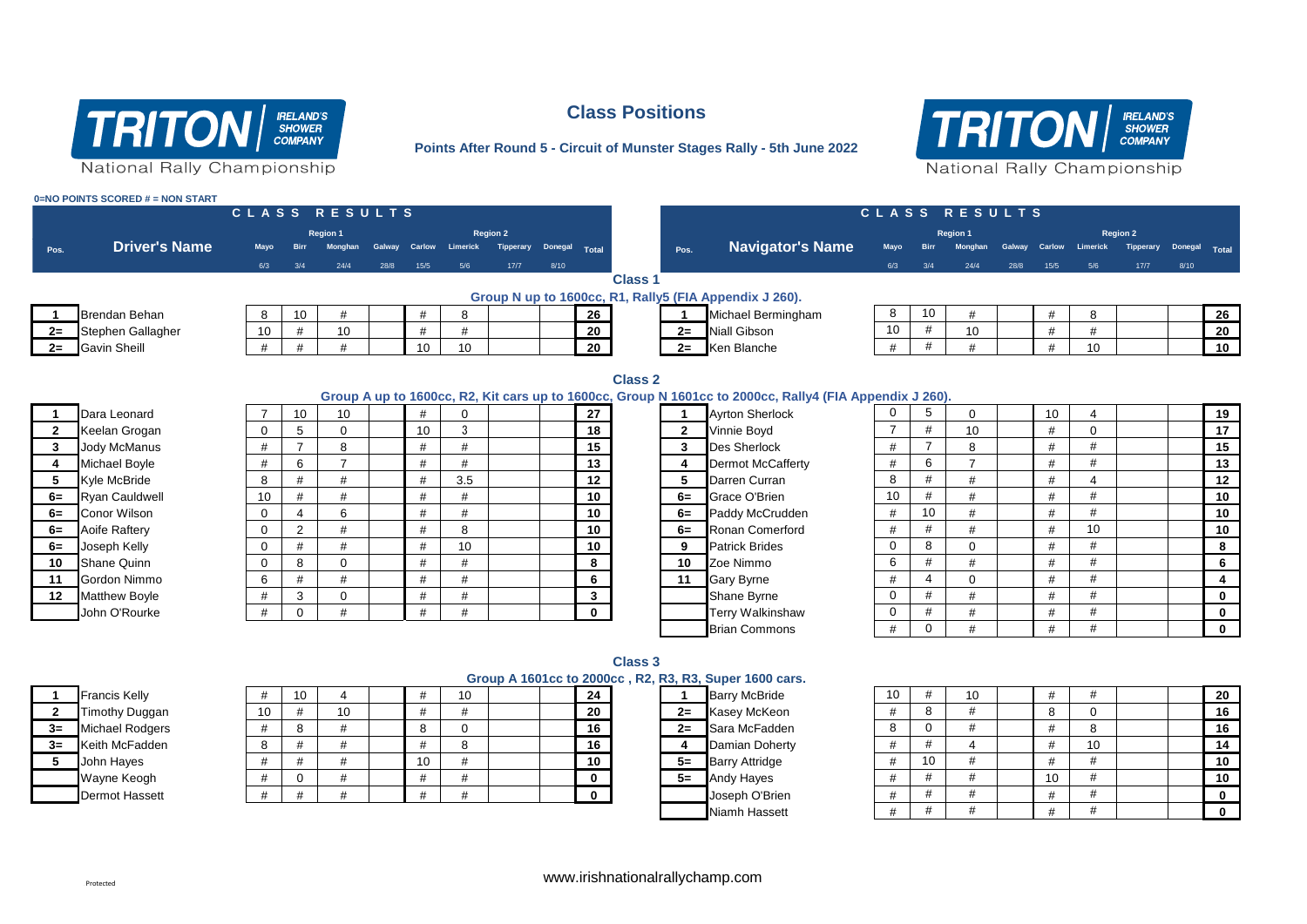# Class Positions

**Points After Round 5 - Circuit of Munster Stages Rally - 5th June 2022**

TRITON | IRELAND'S SHOWER COMPANY — National Rally Championship

**0=NO POINTS SCORED # = NON START**

## Class 1

**Group N up to 1600cc, R1, Rally5 (FIA Appendix J 260).**

| Pos. | Driver's Name | Mayo 6/3 | Birr 3/4 | Monghan 24/4 | Galway 28/8 | Carlow 15/5 | Limerick 5/6 | Tipperary 17/7 | Donegal 8/10 | Total |
|---|---|---|---|---|---|---|---|---|---|---|
| | | Region 1 | | | | | Region 2 | | | |
| 1 | Brendan Behan | 8 | 10 | # | | # | 8 | | | 26 |
| 2= | Stephen Gallagher | 10 | # | 10 | | # | # | | | 20 |
| 2= | Gavin Sheill | # | # | # | | 10 | 10 | | | 20 |

| Pos. | Navigator's Name | Mayo 6/3 | Birr 3/4 | Monghan 24/4 | Galway 28/8 | Carlow 15/5 | Limerick 5/6 | Tipperary 17/7 | Donegal 8/10 | Total |
|---|---|---|---|---|---|---|---|---|---|---|
| | | Region 1 | | | | | Region 2 | | | |
| 1 | Michael Bermingham | 8 | 10 | # | | # | 8 | | | 26 |
| 2= | Niall Gibson | 10 | # | 10 | | # | # | | | 20 |
| 2= | Ken Blanche | # | # | # | | # | 10 | | | 10 |

## Class 2

**Group A up to 1600cc, R2, Kit cars up to 1600cc, Group N 1601cc to 2000cc, Rally4 (FIA Appendix J 260).**

| Pos. | Driver's Name | Mayo | Birr | Monghan | Galway | Carlow | Limerick | Tipperary | Donegal | Total |
|---|---|---|---|---|---|---|---|---|---|---|
| 1 | Dara Leonard | 7 | 10 | 10 | | # | 0 | | | 27 |
| 2 | Keelan Grogan | 0 | 5 | 0 | | 10 | 3 | | | 18 |
| 3 | Jody McManus | # | 7 | 8 | | # | # | | | 15 |
| 4 | Michael Boyle | # | 6 | 7 | | # | # | | | 13 |
| 5 | Kyle McBride | 8 | # | # | | # | 3.5 | | | 12 |
| 6= | Ryan Cauldwell | 10 | # | # | | # | # | | | 10 |
| 6= | Conor Wilson | 0 | 4 | 6 | | # | # | | | 10 |
| 6= | Aoife Raftery | 0 | 2 | # | | # | 8 | | | 10 |
| 6= | Joseph Kelly | 0 | # | # | | # | 10 | | | 10 |
| 10 | Shane Quinn | 0 | 8 | 0 | | # | # | | | 8 |
| 11 | Gordon Nimmo | 6 | # | # | | # | # | | | 6 |
| 12 | Matthew Boyle | # | 3 | 0 | | # | # | | | 3 |
| | John O'Rourke | # | 0 | # | | # | # | | | 0 |

| Pos. | Navigator's Name | Mayo | Birr | Monghan | Galway | Carlow | Limerick | Tipperary | Donegal | Total |
|---|---|---|---|---|---|---|---|---|---|---|
| 1 | Ayrton Sherlock | 0 | 5 | 0 | | 10 | 4 | | | 19 |
| 2 | Vinnie Boyd | 7 | # | 10 | | # | 0 | | | 17 |
| 3 | Des Sherlock | # | 7 | 8 | | # | # | | | 15 |
| 4 | Dermot McCafferty | # | 6 | 7 | | # | # | | | 13 |
| 5 | Darren Curran | 8 | # | # | | # | 4 | | | 12 |
| 6= | Grace O'Brien | 10 | # | # | | # | # | | | 10 |
| 6= | Paddy McCrudden | # | 10 | # | | # | # | | | 10 |
| 6= | Ronan Comerford | # | # | # | | # | 10 | | | 10 |
| 9 | Patrick Brides | 0 | 8 | 0 | | # | # | | | 8 |
| 10 | Zoe Nimmo | 6 | # | # | | # | # | | | 6 |
| 11 | Gary Byrne | # | 4 | 0 | | # | # | | | 4 |
| | Shane Byrne | 0 | # | # | | # | # | | | 0 |
| | Terry Walkinshaw | 0 | # | # | | # | # | | | 0 |
| | Brian Commons | # | 0 | # | | # | # | | | 0 |

## Class 3

**Group A 1601cc to 2000cc , R2, R3, R3, Super 1600 cars.**

| Pos. | Driver's Name | Mayo | Birr | Monghan | Galway | Carlow | Limerick | Tipperary | Donegal | Total |
|---|---|---|---|---|---|---|---|---|---|---|
| 1 | Francis Kelly | # | 10 | 4 | | # | 10 | | | 24 |
| 2 | Timothy Duggan | 10 | # | 10 | | # | # | | | 20 |
| 3= | Michael Rodgers | # | 8 | # | | 8 | 0 | | | 16 |
| 3= | Keith McFadden | 8 | # | # | | # | 8 | | | 16 |
| 5 | John Hayes | # | # | # | | 10 | # | | | 10 |
| | Wayne Keogh | # | 0 | # | | # | # | | | 0 |
| | Dermot Hassett | # | # | # | | # | # | | | 0 |

| Pos. | Navigator's Name | Mayo | Birr | Monghan | Galway | Carlow | Limerick | Tipperary | Donegal | Total |
|---|---|---|---|---|---|---|---|---|---|---|
| 1 | Barry McBride | 10 | # | 10 | | # | # | | | 20 |
| 2= | Kasey McKeon | # | 8 | # | | 8 | 0 | | | 16 |
| 2= | Sara McFadden | 8 | 0 | # | | # | 8 | | | 16 |
| 4 | Damian Doherty | # | # | 4 | | # | 10 | | | 14 |
| 5= | Barry Attridge | # | 10 | # | | # | # | | | 10 |
| 5= | Andy Hayes | # | # | # | | 10 | # | | | 10 |
| | Joseph O'Brien | # | # | # | | # | # | | | 0 |
| | Niamh Hassett | # | # | # | | # | # | | | 0 |

www.irishnationalrallychamp.com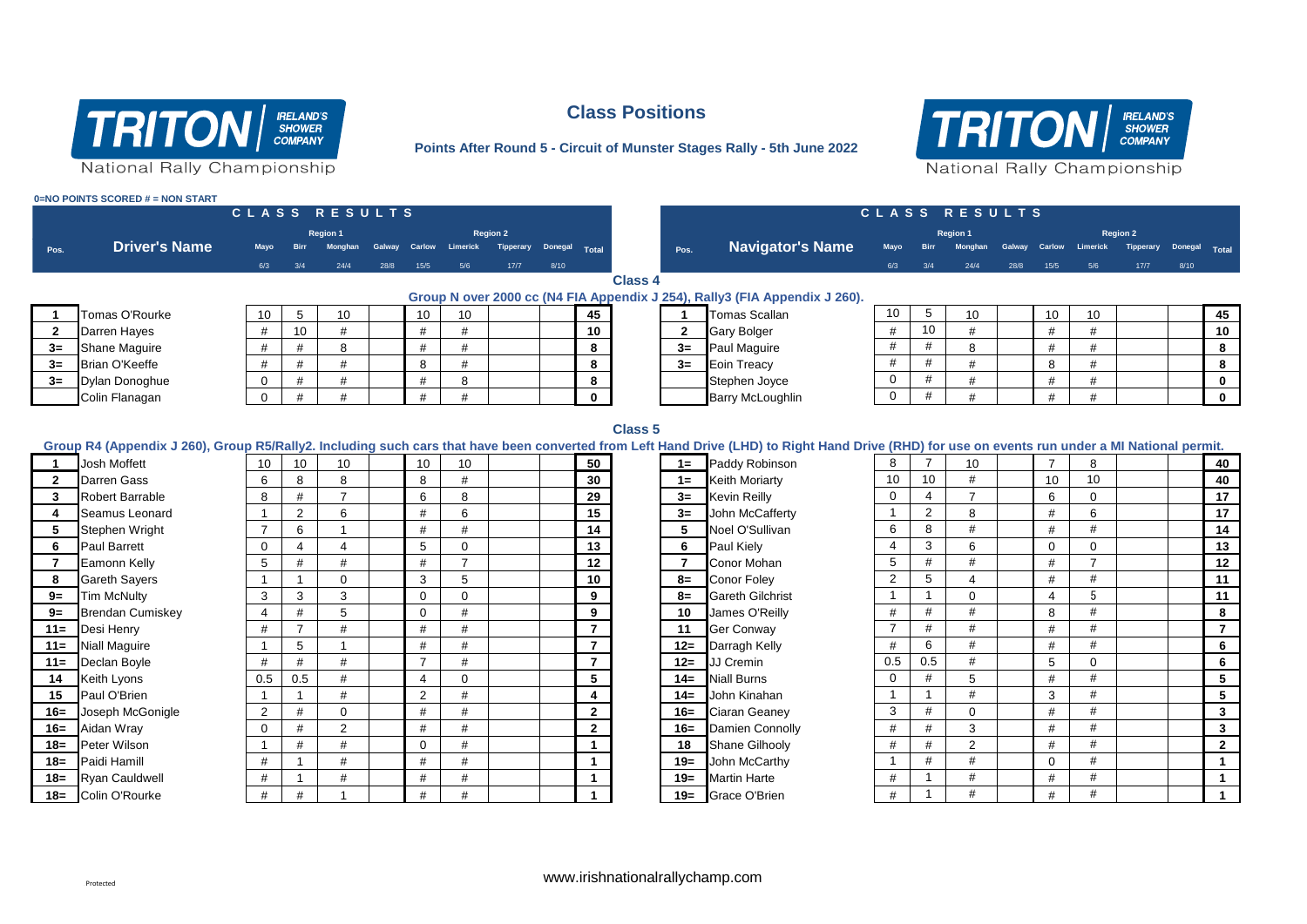# Class Positions

**Points After Round 5 - Circuit of Munster Stages Rally - 5th June 2022**

TRITON IRELAND'S SHOWER COMPANY National Rally Championship

0=NO POINTS SCORED # = NON START

## Class 4

**Group N over 2000 cc (N4 FIA Appendix J 254), Rally3 (FIA Appendix J 260).**

| Pos. | Driver's Name | Mayo 6/3 | Birr 3/4 | Monghan 24/4 | Galway 28/8 | Carlow 15/5 | Limerick 5/6 | Tipperary 17/7 | Donegal 8/10 | Total |
|---|---|---|---|---|---|---|---|---|---|---|
| 1 | Tomas O'Rourke | 10 | 5 | 10 | | 10 | 10 | | | 45 |
| 2 | Darren Hayes | # | 10 | # | | # | # | | | 10 |
| 3= | Shane Maguire | # | # | 8 | | # | # | | | 8 |
| 3= | Brian O'Keeffe | # | # | # | | 8 | # | | | 8 |
| 3= | Dylan Donoghue | 0 | # | # | | # | 8 | | | 8 |
| | Colin Flanagan | 0 | # | # | | # | # | | | 0 |

| Pos. | Navigator's Name | Mayo 6/3 | Birr 3/4 | Monghan 24/4 | Galway 28/8 | Carlow 15/5 | Limerick 5/6 | Tipperary 17/7 | Donegal 8/10 | Total |
|---|---|---|---|---|---|---|---|---|---|---|
| 1 | Tomas Scallan | 10 | 5 | 10 | | 10 | 10 | | | 45 |
| 2 | Gary Bolger | # | 10 | # | | # | # | | | 10 |
| 3= | Paul Maguire | # | # | 8 | | # | # | | | 8 |
| 3= | Eoin Treacy | # | # | # | | 8 | # | | | 8 |
| | Stephen Joyce | 0 | # | # | | # | # | | | 0 |
| | Barry McLoughlin | 0 | # | # | | # | # | | | 0 |

## Class 5

**Group R4 (Appendix J 260), Group R5/Rally2. Including such cars that have been converted from Left Hand Drive (LHD) to Right Hand Drive (RHD) for use on events run under a MI National permit.**

| Pos. | Driver's Name | Mayo 6/3 | Birr 3/4 | Monghan 24/4 | Galway 28/8 | Carlow 15/5 | Limerick 5/6 | Tipperary 17/7 | Donegal 8/10 | Total |
|---|---|---|---|---|---|---|---|---|---|---|
| 1 | Josh Moffett | 10 | 10 | 10 | | 10 | 10 | | | 50 |
| 2 | Darren Gass | 6 | 8 | 8 | | 8 | # | | | 30 |
| 3 | Robert Barrable | 8 | # | 7 | | 6 | 8 | | | 29 |
| 4 | Seamus Leonard | 1 | 2 | 6 | | # | 6 | | | 15 |
| 5 | Stephen Wright | 7 | 6 | 1 | | # | # | | | 14 |
| 6 | Paul Barrett | 0 | 4 | 4 | | 5 | 0 | | | 13 |
| 7 | Eamonn Kelly | 5 | # | # | | # | 7 | | | 12 |
| 8 | Gareth Sayers | 1 | 1 | 0 | | 3 | 5 | | | 10 |
| 9= | Tim McNulty | 3 | 3 | 3 | | 0 | 0 | | | 9 |
| 9= | Brendan Cumiskey | 4 | # | 5 | | 0 | # | | | 9 |
| 11= | Desi Henry | # | 7 | # | | # | # | | | 7 |
| 11= | Niall Maguire | 1 | 5 | 1 | | # | # | | | 7 |
| 11= | Declan Boyle | # | # | # | | 7 | # | | | 7 |
| 14 | Keith Lyons | 0.5 | 0.5 | # | | 4 | 0 | | | 5 |
| 15 | Paul O'Brien | 1 | 1 | # | | 2 | # | | | 4 |
| 16= | Joseph McGonigle | 2 | # | 0 | | # | # | | | 2 |
| 16= | Aidan Wray | 0 | # | 2 | | # | # | | | 2 |
| 18= | Peter Wilson | 1 | # | # | | 0 | # | | | 1 |
| 18= | Paidi Hamill | # | 1 | # | | # | # | | | 1 |
| 18= | Ryan Cauldwell | # | 1 | # | | # | # | | | 1 |
| 18= | Colin O'Rourke | # | # | 1 | | # | # | | | 1 |

| Pos. | Navigator's Name | Mayo 6/3 | Birr 3/4 | Monghan 24/4 | Galway 28/8 | Carlow 15/5 | Limerick 5/6 | Tipperary 17/7 | Donegal 8/10 | Total |
|---|---|---|---|---|---|---|---|---|---|---|
| 1= | Paddy Robinson | 8 | 7 | 10 | | 7 | 8 | | | 40 |
| 1= | Keith Moriarty | 10 | 10 | # | | 10 | 10 | | | 40 |
| 3= | Kevin Reilly | 0 | 4 | 7 | | 6 | 0 | | | 17 |
| 3= | John McCafferty | 1 | 2 | 8 | | # | 6 | | | 17 |
| 5 | Noel O'Sullivan | 6 | 8 | # | | # | # | | | 14 |
| 6 | Paul Kiely | 4 | 3 | 6 | | 0 | 0 | | | 13 |
| 7 | Conor Mohan | 5 | # | # | | # | 7 | | | 12 |
| 8= | Conor Foley | 2 | 5 | 4 | | # | # | | | 11 |
| 8= | Gareth Gilchrist | 1 | 1 | 0 | | 4 | 5 | | | 11 |
| 10 | James O'Reilly | # | # | # | | 8 | # | | | 8 |
| 11 | Ger Conway | 7 | # | # | | # | # | | | 7 |
| 12= | Darragh Kelly | # | 6 | # | | # | # | | | 6 |
| 12= | JJ Cremin | 0.5 | 0.5 | # | | 5 | 0 | | | 6 |
| 14= | Niall Burns | 0 | # | 5 | | # | # | | | 5 |
| 14= | John Kinahan | 1 | 1 | # | | 3 | # | | | 5 |
| 16= | Ciaran Geaney | 3 | # | 0 | | # | # | | | 3 |
| 16= | Damien Connolly | # | # | 3 | | # | # | | | 3 |
| 18 | Shane Gilhooly | # | # | 2 | | # | # | | | 2 |
| 19= | John McCarthy | 1 | # | # | | 0 | # | | | 1 |
| 19= | Martin Harte | # | 1 | # | | # | # | | | 1 |
| 19= | Grace O'Brien | # | 1 | # | | # | # | | | 1 |

www.irishnationalrallychamp.com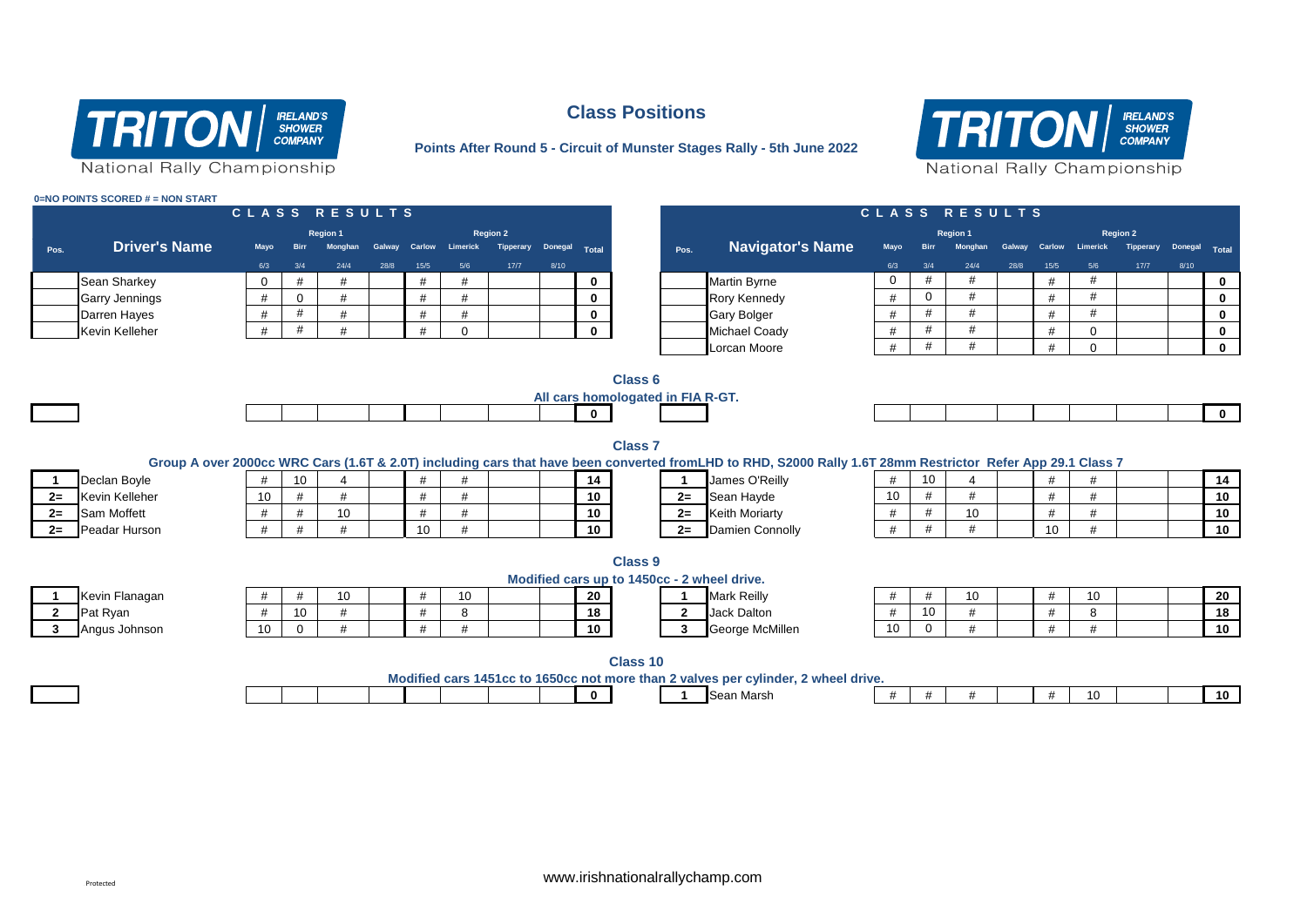# Class Positions

**Points After Round 5 - Circuit of Munster Stages Rally - 5th June 2022**

Triton Ireland's Shower Company National Rally Championship

**0=NO POINTS SCORED # = NON START**

## CLASS RESULTS

| Pos. | Driver's Name | Mayo 6/3 | Birr 3/4 | Region 1 Monghan 24/4 | Galway 28/8 | Carlow 15/5 | Limerick 5/6 | Region 2 Tipperary 17/7 | Donegal 8/10 | Total |
|---|---|---|---|---|---|---|---|---|---|---|
| | Sean Sharkey | 0 | # | # | | # | # | | | 0 |
| | Garry Jennings | # | 0 | # | | # | # | | | 0 |
| | Darren Hayes | # | # | # | | # | # | | | 0 |
| | Kevin Kelleher | # | # | # | | # | 0 | | | 0 |

| Pos. | Navigator's Name | Mayo 6/3 | Birr 3/4 | Region 1 Monghan 24/4 | Galway 28/8 | Carlow 15/5 | Limerick 5/6 | Region 2 Tipperary 17/7 | Donegal 8/10 | Total |
|---|---|---|---|---|---|---|---|---|---|---|
| | Martin Byrne | 0 | # | # | | # | # | | | 0 |
| | Rory Kennedy | # | 0 | # | | # | # | | | 0 |
| | Gary Bolger | # | # | # | | # | # | | | 0 |
| | Michael Coady | # | # | # | | # | 0 | | | 0 |
| | Lorcan Moore | # | # | # | | # | 0 | | | 0 |

### Class 6

All cars homologated in FIA R-GT.

| Pos. | Driver's Name | Mayo | Birr | Monghan | Galway | Carlow | Limerick | Tipperary | Donegal | Total |
|---|---|---|---|---|---|---|---|---|---|---|
| | | | | | | | | | | 0 |

| Pos. | Navigator's Name | Mayo | Birr | Monghan | Galway | Carlow | Limerick | Tipperary | Donegal | Total |
|---|---|---|---|---|---|---|---|---|---|---|
| | | | | | | | | | | 0 |

### Class 7

Group A over 2000cc WRC Cars (1.6T & 2.0T) including cars that have been converted fromLHD to RHD, S2000 Rally 1.6T 28mm Restrictor Refer App 29.1 Class 7

| Pos. | Driver's Name | Mayo | Birr | Monghan | Galway | Carlow | Limerick | Tipperary | Donegal | Total |
|---|---|---|---|---|---|---|---|---|---|---|
| 1 | Declan Boyle | # | 10 | 4 | | # | # | | | 14 |
| 2= | Kevin Kelleher | 10 | # | # | | # | # | | | 10 |
| 2= | Sam Moffett | # | # | 10 | | # | # | | | 10 |
| 2= | Peadar Hurson | # | # | # | | 10 | # | | | 10 |

| Pos. | Navigator's Name | Mayo | Birr | Monghan | Galway | Carlow | Limerick | Tipperary | Donegal | Total |
|---|---|---|---|---|---|---|---|---|---|---|
| 1 | James O'Reilly | # | 10 | 4 | | # | # | | | 14 |
| 2= | Sean Hayde | 10 | # | # | | # | # | | | 10 |
| 2= | Keith Moriarty | # | # | 10 | | # | # | | | 10 |
| 2= | Damien Connolly | # | # | # | | 10 | # | | | 10 |

### Class 9

Modified cars up to 1450cc - 2 wheel drive.

| Pos. | Driver's Name | Mayo | Birr | Monghan | Galway | Carlow | Limerick | Tipperary | Donegal | Total |
|---|---|---|---|---|---|---|---|---|---|---|
| 1 | Kevin Flanagan | # | # | 10 | | # | 10 | | | 20 |
| 2 | Pat Ryan | # | 10 | # | | # | 8 | | | 18 |
| 3 | Angus Johnson | 10 | 0 | # | | # | # | | | 10 |

| Pos. | Navigator's Name | Mayo | Birr | Monghan | Galway | Carlow | Limerick | Tipperary | Donegal | Total |
|---|---|---|---|---|---|---|---|---|---|---|
| 1 | Mark Reilly | # | # | 10 | | # | 10 | | | 20 |
| 2 | Jack Dalton | # | 10 | # | | # | 8 | | | 18 |
| 3 | George McMillen | 10 | 0 | # | | # | # | | | 10 |

### Class 10

Modified cars 1451cc to 1650cc not more than 2 valves per cylinder, 2 wheel drive.

| Pos. | Driver's Name | Mayo | Birr | Monghan | Galway | Carlow | Limerick | Tipperary | Donegal | Total |
|---|---|---|---|---|---|---|---|---|---|---|
| | | | | | | | | | | 0 |

| Pos. | Navigator's Name | Mayo | Birr | Monghan | Galway | Carlow | Limerick | Tipperary | Donegal | Total |
|---|---|---|---|---|---|---|---|---|---|---|
| 1 | Sean Marsh | # | # | # | | # | 10 | | | 10 |

www.irishnationalrallychamp.com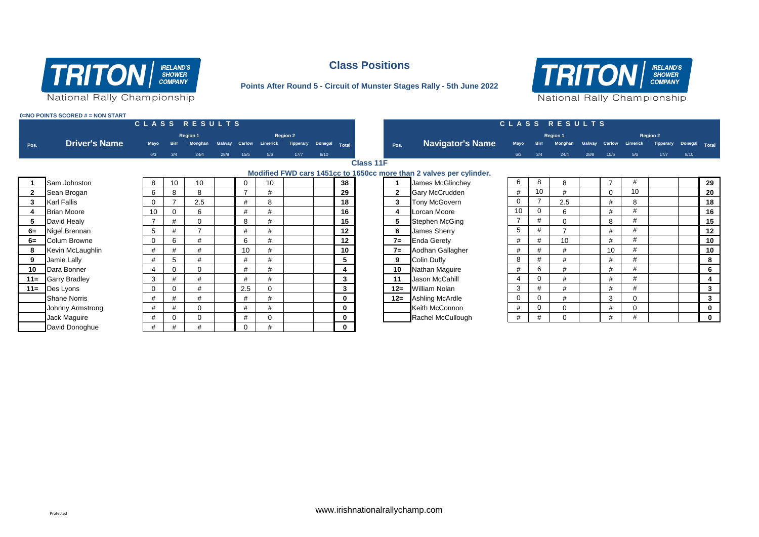TRITON IRELAND'S SHOWER COMPANY National Rally Championship

# Class Positions

**Points After Round 5 - Circuit of Munster Stages Rally - 5th June 2022**

0=NO POINTS SCORED # = NON START

## Class 11F

**Modified FWD cars 1451cc to 1650cc more than 2 valves per cylinder.**

### CLASS RESULTS

| Pos. | Driver's Name | Mayo | Birr | Monghan | Galway | Carlow | Limerick | Tipperary | Donegal | Total |
|---|---|---|---|---|---|---|---|---|---|---|
| | | Region 1 | | | | Region 2 | | | | |
| | | 6/3 | 3/4 | 24/4 | 28/8 | 15/5 | 5/6 | 17/7 | 8/10 | |
| 1 | Sam Johnston | 8 | 10 | 10 | | 0 | 10 | | | 38 |
| 2 | Sean Brogan | 6 | 8 | 8 | | 7 | # | | | 29 |
| 3 | Karl Fallis | 0 | 7 | 2.5 | | # | 8 | | | 18 |
| 4 | Brian Moore | 10 | 0 | 6 | | # | # | | | 16 |
| 5 | David Healy | 7 | # | 0 | | 8 | # | | | 15 |
| 6= | Nigel Brennan | 5 | # | 7 | | # | # | | | 12 |
| 6= | Colum Browne | 0 | 6 | # | | 6 | # | | | 12 |
| 8 | Kevin McLaughlin | # | # | # | | 10 | # | | | 10 |
| 9 | Jamie Lally | # | 5 | # | | # | # | | | 5 |
| 10 | Dara Bonner | 4 | 0 | 0 | | # | # | | | 4 |
| 11= | Garry Bradley | 3 | # | # | | # | # | | | 3 |
| 11= | Des Lyons | 0 | 0 | # | | 2.5 | 0 | | | 3 |
| | Shane Norris | # | # | # | | # | # | | | 0 |
| | Johnny Armstrong | # | # | 0 | | # | # | | | 0 |
| | Jack Maguire | # | 0 | 0 | | # | 0 | | | 0 |
| | David Donoghue | # | # | # | | 0 | # | | | 0 |

### CLASS RESULTS

| Pos. | Navigator's Name | Mayo | Birr | Monghan | Galway | Carlow | Limerick | Tipperary | Donegal | Total |
|---|---|---|---|---|---|---|---|---|---|---|
| | | Region 1 | | | | Region 2 | | | | |
| | | 6/3 | 3/4 | 24/4 | 28/8 | 15/5 | 5/6 | 17/7 | 8/10 | |
| 1 | James McGlinchey | 6 | 8 | 8 | | 7 | # | | | 29 |
| 2 | Gary McCrudden | # | 10 | # | | 0 | 10 | | | 20 |
| 3 | Tony McGovern | 0 | 7 | 2.5 | | # | 8 | | | 18 |
| 4 | Lorcan Moore | 10 | 0 | 6 | | # | # | | | 16 |
| 5 | Stephen McGing | 7 | # | 0 | | 8 | # | | | 15 |
| 6 | James Sherry | 5 | # | 7 | | # | # | | | 12 |
| 7= | Enda Gerety | # | # | 10 | | # | # | | | 10 |
| 7= | Aodhan Gallagher | # | # | # | | 10 | # | | | 10 |
| 9 | Colin Duffy | 8 | # | # | | # | # | | | 8 |
| 10 | Nathan Maguire | # | 6 | # | | # | # | | | 6 |
| 11 | Jason McCahill | 4 | 0 | # | | # | # | | | 4 |
| 12= | William Nolan | 3 | # | # | | # | # | | | 3 |
| 12= | Ashling McArdle | 0 | 0 | # | | 3 | 0 | | | 3 |
| | Keith McConnon | # | 0 | 0 | | # | 0 | | | 0 |
| | Rachel McCullough | # | # | 0 | | # | # | | | 0 |

www.irishnationalrallychamp.com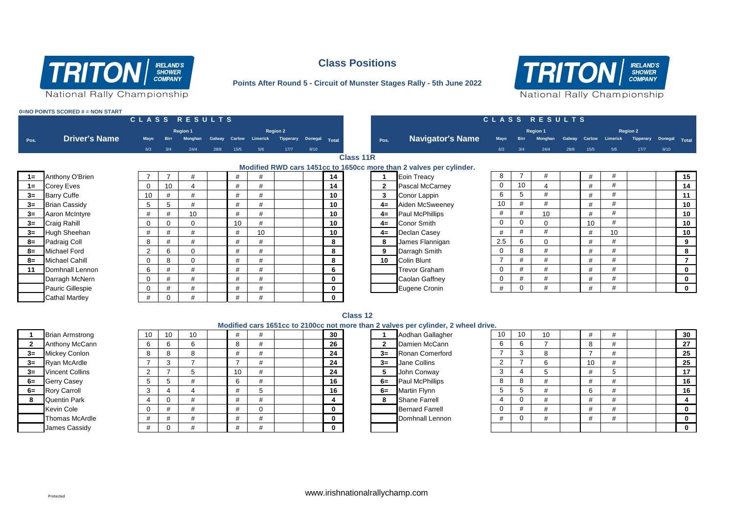# Class Positions

**Points After Round 5 - Circuit of Munster Stages Rally - 5th June 2022**

**0=NO POINTS SCORED # = NON START**

## Class 11R

**Modified RWD cars 1451cc to 1650cc more than 2 valves per cylinder.**

| Pos. | Driver's Name | Mayo 6/3 | Birr 3/4 | Monghan 24/4 | Galway 28/8 | Carlow 15/5 | Limerick 5/6 | Tipperary 17/7 | Donegal 8/10 | Total |
|---|---|---|---|---|---|---|---|---|---|---|
| | | Region 1 | | | | | Region 2 | | | |
| 1= | Anthony O'Brien | 7 | 7 | # | | # | # | | | 14 |
| 1= | Corey Eves | 0 | 10 | 4 | | # | # | | | 14 |
| 3= | Barry Cuffe | 10 | # | # | | # | # | | | 10 |
| 3= | Brian Cassidy | 5 | 5 | # | | # | # | | | 10 |
| 3= | Aaron McIntyre | # | # | 10 | | # | # | | | 10 |
| 3= | Craig Rahill | 0 | 0 | 0 | | 10 | # | | | 10 |
| 3= | Hugh Sheehan | # | # | # | | # | 10 | | | 10 |
| 8= | Padraig Coll | 8 | # | # | | # | # | | | 8 |
| 8= | Michael Ford | 2 | 6 | 0 | | # | # | | | 8 |
| 8= | Michael Cahill | 0 | 8 | 0 | | # | # | | | 8 |
| 11 | Domhnall Lennon | 6 | # | # | | # | # | | | 6 |
| | Darragh McNern | 0 | # | # | | # | # | | | 0 |
| | Pauric Gillespie | 0 | # | # | | # | # | | | 0 |
| | Cathal Martley | # | 0 | # | | # | # | | | 0 |

| Pos. | Navigator's Name | Mayo 6/3 | Birr 3/4 | Monghan 24/4 | Galway 28/8 | Carlow 15/5 | Limerick 5/6 | Tipperary 17/7 | Donegal 8/10 | Total |
|---|---|---|---|---|---|---|---|---|---|---|
| | | Region 1 | | | | | Region 2 | | | |
| 1 | Eoin Treacy | 8 | 7 | # | | # | # | | | 15 |
| 2 | Pascal McCarney | 0 | 10 | 4 | | # | # | | | 14 |
| 3 | Conor Lappin | 6 | 5 | # | | # | # | | | 11 |
| 4= | Aiden McSweeney | 10 | # | # | | # | # | | | 10 |
| 4= | Paul McPhillips | # | # | 10 | | # | # | | | 10 |
| 4= | Conor Smith | 0 | 0 | 0 | | 10 | # | | | 10 |
| 4= | Declan Casey | # | # | # | | # | 10 | | | 10 |
| 8 | James Flannigan | 2.5 | 6 | 0 | | # | # | | | 9 |
| 9 | Darragh Smith | 0 | 8 | # | | # | # | | | 8 |
| 10 | Colin Blunt | 7 | # | # | | # | # | | | 7 |
| | Trevor Graham | 0 | # | # | | # | # | | | 0 |
| | Caolan Gaffney | 0 | # | # | | # | # | | | 0 |
| | Eugene Cronin | # | 0 | # | | # | # | | | 0 |

## Class 12

**Modified cars 1651cc to 2100cc not more than 2 valves per cylinder, 2 wheel drive.**

| Pos. | Driver's Name | Mayo 6/3 | Birr 3/4 | Monghan 24/4 | Galway 28/8 | Carlow 15/5 | Limerick 5/6 | Tipperary 17/7 | Donegal 8/10 | Total |
|---|---|---|---|---|---|---|---|---|---|---|
| | | Region 1 | | | | | Region 2 | | | |
| 1 | Brian Armstrong | 10 | 10 | 10 | | # | # | | | 30 |
| 2 | Anthony McCann | 6 | 6 | 6 | | 8 | # | | | 26 |
| 3= | Mickey Conlon | 8 | 8 | 8 | | # | # | | | 24 |
| 3= | Ryan McArdle | 7 | 3 | 7 | | 7 | # | | | 24 |
| 3= | Vincent Collins | 2 | 7 | 5 | | 10 | # | | | 24 |
| 6= | Gerry Casey | 5 | 5 | # | | 6 | # | | | 16 |
| 6= | Rory Carroll | 3 | 4 | 4 | | # | 5 | | | 16 |
| 8 | Quentin Park | 4 | 0 | # | | # | # | | | 4 |
| | Kevin Cole | 0 | # | # | | # | 0 | | | 0 |
| | Thomas McArdle | # | # | # | | # | # | | | 0 |
| | James Cassidy | # | 0 | # | | # | # | | | 0 |

| Pos. | Navigator's Name | Mayo 6/3 | Birr 3/4 | Monghan 24/4 | Galway 28/8 | Carlow 15/5 | Limerick 5/6 | Tipperary 17/7 | Donegal 8/10 | Total |
|---|---|---|---|---|---|---|---|---|---|---|
| | | Region 1 | | | | | Region 2 | | | |
| 1 | Aodhan Gallagher | 10 | 10 | 10 | | # | # | | | 30 |
| 2 | Damien McCann | 6 | 6 | 7 | | 8 | # | | | 27 |
| 3= | Ronan Comerford | 7 | 3 | 8 | | 7 | # | | | 25 |
| 3= | Jane Collins | 2 | 7 | 6 | | 10 | # | | | 25 |
| 5 | John Conway | 3 | 4 | 5 | | # | 5 | | | 17 |
| 6= | Paul McPhillips | 8 | 8 | # | | # | # | | | 16 |
| 6= | Martin Flynn | 5 | 5 | # | | 6 | # | | | 16 |
| 8 | Shane Farrell | 4 | 0 | # | | # | # | | | 4 |
| | Bernard Farrell | 0 | # | # | | # | # | | | 0 |
| | Domhnall Lennon | # | 0 | # | | # | # | | | 0 |
| | | | | | | | | | | 0 |

www.irishnationalrallychamp.com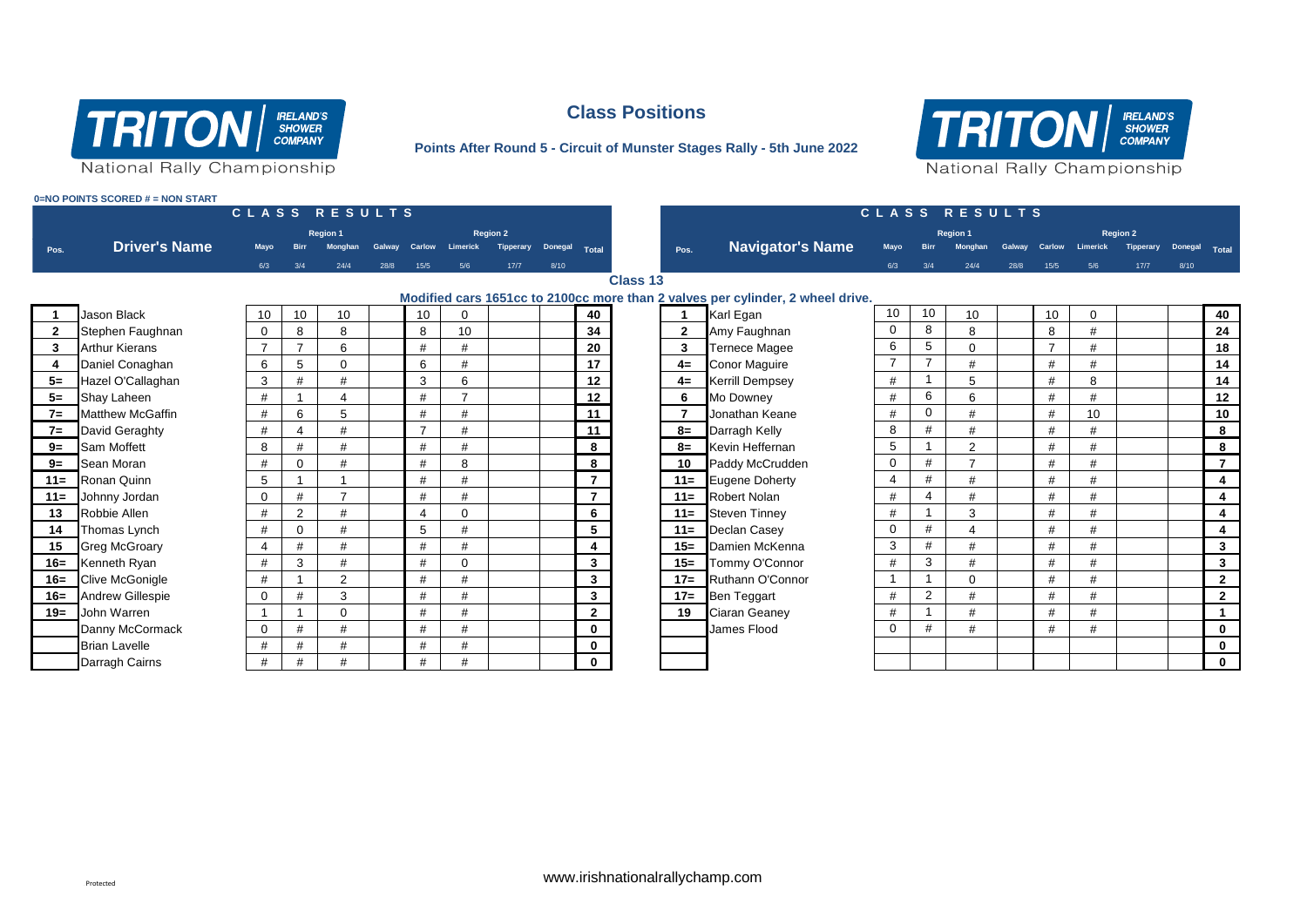# Class Positions

**Points After Round 5 - Circuit of Munster Stages Rally - 5th June 2022**

TRITON IRELAND'S SHOWER COMPANY National Rally Championship

**0=NO POINTS SCORED # = NON START**

## Class 13

**Modified cars 1651cc to 2100cc more than 2 valves per cylinder, 2 wheel drive.**

### CLASS RESULTS

| Pos. | Driver's Name | Mayo 6/3 | Birr 3/4 | Monghan 24/4 | Galway 28/8 | Carlow 15/5 | Limerick 5/6 | Tipperary 17/7 | Donegal 8/10 | Total |
|---|---|---|---|---|---|---|---|---|---|---|
| | | Region 1 | | | | Region 2 | | | | |
| 1 | Jason Black | 10 | 10 | 10 | | 10 | 0 | | | 40 |
| 2 | Stephen Faughnan | 0 | 8 | 8 | | 8 | 10 | | | 34 |
| 3 | Arthur Kierans | 7 | 7 | 6 | | # | # | | | 20 |
| 4 | Daniel Conaghan | 6 | 5 | 0 | | 6 | # | | | 17 |
| 5= | Hazel O'Callaghan | 3 | # | # | | 3 | 6 | | | 12 |
| 5= | Shay Laheen | # | 1 | 4 | | # | 7 | | | 12 |
| 7= | Matthew McGaffin | # | 6 | 5 | | # | # | | | 11 |
| 7= | David Geraghty | # | 4 | # | | 7 | # | | | 11 |
| 9= | Sam Moffett | 8 | # | # | | # | # | | | 8 |
| 9= | Sean Moran | # | 0 | # | | # | 8 | | | 8 |
| 11= | Ronan Quinn | 5 | 1 | 1 | | # | # | | | 7 |
| 11= | Johnny Jordan | 0 | # | 7 | | # | # | | | 7 |
| 13 | Robbie Allen | # | 2 | # | | 4 | 0 | | | 6 |
| 14 | Thomas Lynch | # | 0 | # | | 5 | # | | | 5 |
| 15 | Greg McGroary | 4 | # | # | | # | # | | | 4 |
| 16= | Kenneth Ryan | # | 3 | # | | # | 0 | | | 3 |
| 16= | Clive McGonigle | # | 1 | 2 | | # | # | | | 3 |
| 16= | Andrew Gillespie | 0 | # | 3 | | # | # | | | 3 |
| 19= | John Warren | 1 | 1 | 0 | | # | # | | | 2 |
| | Danny McCormack | 0 | # | # | | # | # | | | 0 |
| | Brian Lavelle | # | # | # | | # | # | | | 0 |
| | Darragh Cairns | # | # | # | | # | # | | | 0 |

### CLASS RESULTS

| Pos. | Navigator's Name | Mayo 6/3 | Birr 3/4 | Monghan 24/4 | Galway 28/8 | Carlow 15/5 | Limerick 5/6 | Tipperary 17/7 | Donegal 8/10 | Total |
|---|---|---|---|---|---|---|---|---|---|---|
| | | Region 1 | | | | Region 2 | | | | |
| 1 | Karl Egan | 10 | 10 | 10 | | 10 | 0 | | | 40 |
| 2 | Amy Faughnan | 0 | 8 | 8 | | 8 | # | | | 24 |
| 3 | Ternece Magee | 6 | 5 | 0 | | 7 | # | | | 18 |
| 4= | Conor Maguire | 7 | 7 | # | | # | # | | | 14 |
| 4= | Kerrill Dempsey | # | 1 | 5 | | # | 8 | | | 14 |
| 6 | Mo Downey | # | 6 | 6 | | # | # | | | 12 |
| 7 | Jonathan Keane | # | 0 | # | | # | 10 | | | 10 |
| 8= | Darragh Kelly | 8 | # | # | | # | # | | | 8 |
| 8= | Kevin Heffernan | 5 | 1 | 2 | | # | # | | | 8 |
| 10 | Paddy McCrudden | 0 | # | 7 | | # | # | | | 7 |
| 11= | Eugene Doherty | 4 | # | # | | # | # | | | 4 |
| 11= | Robert Nolan | # | 4 | # | | # | # | | | 4 |
| 11= | Steven Tinney | # | 1 | 3 | | # | # | | | 4 |
| 11= | Declan Casey | 0 | # | 4 | | # | # | | | 4 |
| 15= | Damien McKenna | 3 | # | # | | # | # | | | 3 |
| 15= | Tommy O'Connor | # | 3 | # | | # | # | | | 3 |
| 17= | Ruthann O'Connor | 1 | 1 | 0 | | # | # | | | 2 |
| 17= | Ben Teggart | # | 2 | # | | # | # | | | 2 |
| 19 | Ciaran Geaney | # | 1 | # | | # | # | | | 1 |
| | James Flood | 0 | # | # | | # | # | | | 0 |
| | | | | | | | | | | 0 |
| | | | | | | | | | | 0 |

www.irishnationalrallychamp.com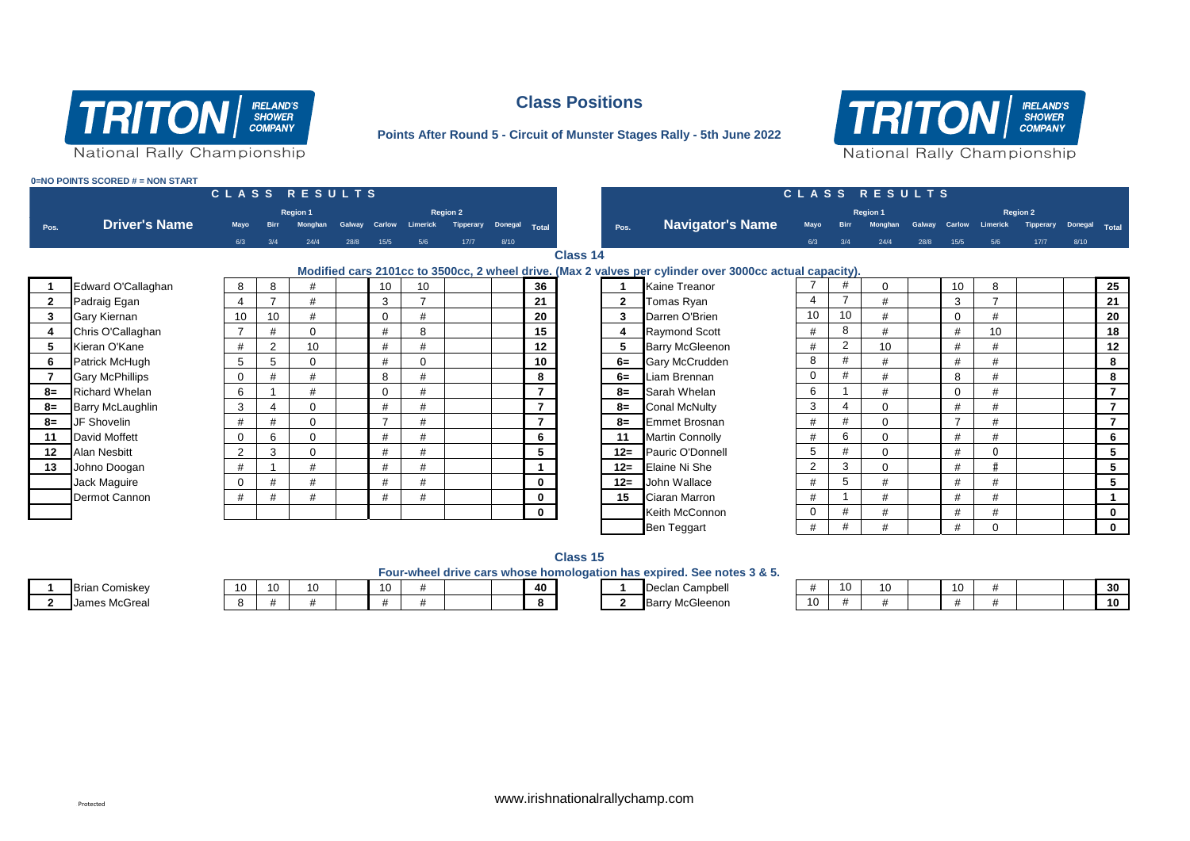# Class Positions

**Points After Round 5 - Circuit of Munster Stages Rally - 5th June 2022**

TRITON IRELAND'S SHOWER COMPANY National Rally Championship

0=NO POINTS SCORED # = NON START

## Class 14

**Modified cars 2101cc to 3500cc, 2 wheel drive. (Max 2 valves per cylinder over 3000cc actual capacity).**

| Pos. | Driver's Name | Mayo 6/3 | Birr 3/4 | Monghan 24/4 | Galway 28/8 | Carlow 15/5 | Limerick 5/6 | Tipperary 17/7 | Donegal 8/10 | Total |
|---|---|---|---|---|---|---|---|---|---|---|
| | | Region 1 | | | | Region 2 | | | | |
| 1 | Edward O'Callaghan | 8 | 8 | # | | 10 | 10 | | | 36 |
| 2 | Padraig Egan | 4 | 7 | # | | 3 | 7 | | | 21 |
| 3 | Gary Kiernan | 10 | 10 | # | | 0 | # | | | 20 |
| 4 | Chris O'Callaghan | 7 | # | 0 | | # | 8 | | | 15 |
| 5 | Kieran O'Kane | # | 2 | 10 | | # | # | | | 12 |
| 6 | Patrick McHugh | 5 | 5 | 0 | | # | 0 | | | 10 |
| 7 | Gary McPhillips | 0 | # | # | | 8 | # | | | 8 |
| 8= | Richard Whelan | 6 | 1 | # | | 0 | # | | | 7 |
| 8= | Barry McLaughlin | 3 | 4 | 0 | | # | # | | | 7 |
| 8= | JF Shovelin | # | # | 0 | | 7 | # | | | 7 |
| 11 | David Moffett | 0 | 6 | 0 | | # | # | | | 6 |
| 12 | Alan Nesbitt | 2 | 3 | 0 | | # | # | | | 5 |
| 13 | Johno Doogan | # | 1 | # | | # | # | | | 1 |
| | Jack Maguire | 0 | # | # | | # | # | | | 0 |
| | Dermot Cannon | # | # | # | | # | # | | | 0 |
| | | | | | | | | | | 0 |

| Pos. | Navigator's Name | Mayo 6/3 | Birr 3/4 | Monghan 24/4 | Galway 28/8 | Carlow 15/5 | Limerick 5/6 | Tipperary 17/7 | Donegal 8/10 | Total |
|---|---|---|---|---|---|---|---|---|---|---|
| | | Region 1 | | | | Region 2 | | | | |
| 1 | Kaine Treanor | 7 | # | 0 | | 10 | 8 | | | 25 |
| 2 | Tomas Ryan | 4 | 7 | # | | 3 | 7 | | | 21 |
| 3 | Darren O'Brien | 10 | 10 | # | | 0 | # | | | 20 |
| 4 | Raymond Scott | # | 8 | # | | # | 10 | | | 18 |
| 5 | Barry McGleenon | # | 2 | 10 | | # | # | | | 12 |
| 6= | Gary McCrudden | 8 | # | # | | # | # | | | 8 |
| 6= | Liam Brennan | 0 | # | # | | 8 | # | | | 8 |
| 8= | Sarah Whelan | 6 | 1 | # | | 0 | # | | | 7 |
| 8= | Conal McNulty | 3 | 4 | 0 | | # | # | | | 7 |
| 8= | Emmet Brosnan | # | # | 0 | | 7 | # | | | 7 |
| 11 | Martin Connolly | # | 6 | 0 | | # | # | | | 6 |
| 12= | Pauric O'Donnell | 5 | # | 0 | | # | 0 | | | 5 |
| 12= | Elaine Ni She | 2 | 3 | 0 | | # | # | | | 5 |
| 12= | John Wallace | # | 5 | # | | # | # | | | 5 |
| 15 | Ciaran Marron | # | 1 | # | | # | # | | | 1 |
| | Keith McConnon | 0 | # | # | | # | # | | | 0 |
| | Ben Teggart | # | # | # | | # | 0 | | | 0 |

## Class 15

**Four-wheel drive cars whose homologation has expired. See notes 3 & 5.**

| Pos. | Driver's Name | Mayo | Birr | Monghan | Galway | Carlow | Limerick | Tipperary | Donegal | Total |
|---|---|---|---|---|---|---|---|---|---|---|
| 1 | Brian Comiskey | 10 | 10 | 10 | | 10 | # | | | 40 |
| 2 | James McGreal | 8 | # | # | | # | # | | | 8 |

| Pos. | Navigator's Name | Mayo | Birr | Monghan | Galway | Carlow | Limerick | Tipperary | Donegal | Total |
|---|---|---|---|---|---|---|---|---|---|---|
| 1 | Declan Campbell | # | 10 | 10 | | 10 | # | | | 30 |
| 2 | Barry McGleenon | 10 | # | # | | # | # | | | 10 |

www.irishnationalrallychamp.com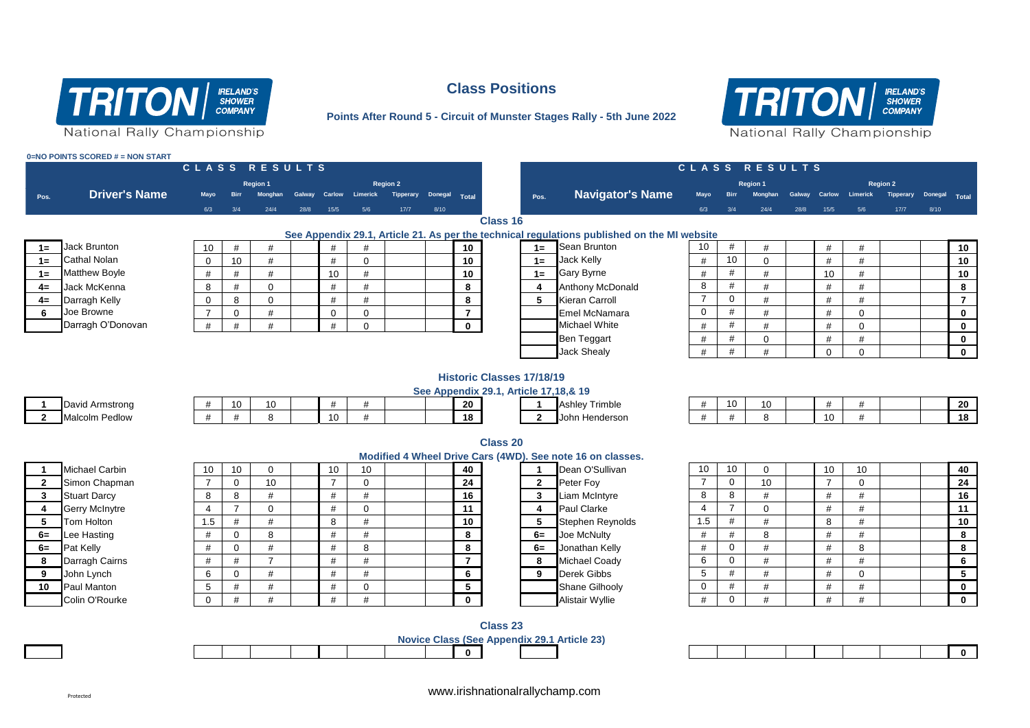TRITON IRELAND'S SHOWER COMPANY National Rally Championship

# Class Positions

**Points After Round 5 - Circuit of Munster Stages Rally - 5th June 2022**

0=NO POINTS SCORED # = NON START

## Class 16

**See Appendix 29.1, Article 21. As per the technical regulations published on the MI website**

| Pos. | Driver's Name | Mayo 6/3 | Birr 3/4 | Monghan 24/4 | Galway 28/8 | Carlow 15/5 | Limerick 5/6 | Tipperary 17/7 | Donegal 8/10 | Total |
|---|---|---|---|---|---|---|---|---|---|---|
| | | Region 1 | | | | Region 2 | | | | |
| 1= | Jack Brunton | 10 | # | # | | # | # | | | 10 |
| 1= | Cathal Nolan | 0 | 10 | # | | # | 0 | | | 10 |
| 1= | Matthew Boyle | # | # | # | | 10 | # | | | 10 |
| 4= | Jack McKenna | 8 | # | 0 | | # | # | | | 8 |
| 4= | Darragh Kelly | 0 | 8 | 0 | | # | # | | | 8 |
| 6 | Joe Browne | 7 | 0 | # | | 0 | 0 | | | 7 |
| | Darragh O'Donovan | # | # | # | | # | 0 | | | 0 |

| Pos. | Navigator's Name | Mayo 6/3 | Birr 3/4 | Monghan 24/4 | Galway 28/8 | Carlow 15/5 | Limerick 5/6 | Tipperary 17/7 | Donegal 8/10 | Total |
|---|---|---|---|---|---|---|---|---|---|---|
| | | Region 1 | | | | Region 2 | | | | |
| 1= | Sean Brunton | 10 | # | # | | # | # | | | 10 |
| 1= | Jack Kelly | # | 10 | 0 | | # | # | | | 10 |
| 1= | Gary Byrne | # | # | # | | 10 | # | | | 10 |
| 4 | Anthony McDonald | 8 | # | # | | # | # | | | 8 |
| 5 | Kieran Carroll | 7 | 0 | # | | # | # | | | 7 |
| | Emel McNamara | 0 | # | # | | # | 0 | | | 0 |
| | Michael White | # | # | # | | # | 0 | | | 0 |
| | Ben Teggart | # | # | 0 | | # | # | | | 0 |
| | Jack Shealy | # | # | # | | 0 | 0 | | | 0 |

## Historic Classes 17/18/19

**See Appendix 29.1, Article 17,18,& 19**

| Pos. | Driver's Name | Mayo | Birr | Monghan | Galway | Carlow | Limerick | Tipperary | Donegal | Total |
|---|---|---|---|---|---|---|---|---|---|---|
| 1 | David Armstrong | # | 10 | 10 | | # | # | | | 20 |
| 2 | Malcolm Pedlow | # | # | 8 | | 10 | # | | | 18 |

| Pos. | Navigator's Name | Mayo | Birr | Monghan | Galway | Carlow | Limerick | Tipperary | Donegal | Total |
|---|---|---|---|---|---|---|---|---|---|---|
| 1 | Ashley Trimble | # | 10 | 10 | | # | # | | | 20 |
| 2 | John Henderson | # | # | 8 | | 10 | # | | | 18 |

## Class 20

**Modified 4 Wheel Drive Cars (4WD). See note 16 on classes.**

| Pos. | Driver's Name | Mayo | Birr | Monghan | Galway | Carlow | Limerick | Tipperary | Donegal | Total |
|---|---|---|---|---|---|---|---|---|---|---|
| 1 | Michael Carbin | 10 | 10 | 0 | | 10 | 10 | | | 40 |
| 2 | Simon Chapman | 7 | 0 | 10 | | 7 | 0 | | | 24 |
| 3 | Stuart Darcy | 8 | 8 | # | | # | # | | | 16 |
| 4 | Gerry McInytre | 4 | 7 | 0 | | # | 0 | | | 11 |
| 5 | Tom Holton | 1.5 | # | # | | 8 | # | | | 10 |
| 6= | Lee Hasting | # | 0 | 8 | | # | # | | | 8 |
| 6= | Pat Kelly | # | 0 | # | | # | 8 | | | 8 |
| 8 | Darragh Cairns | # | # | 7 | | # | # | | | 7 |
| 9 | John Lynch | 6 | 0 | # | | # | # | | | 6 |
| 10 | Paul Manton | 5 | # | # | | # | 0 | | | 5 |
| | Colin O'Rourke | 0 | # | # | | # | # | | | 0 |

| Pos. | Navigator's Name | Mayo | Birr | Monghan | Galway | Carlow | Limerick | Tipperary | Donegal | Total |
|---|---|---|---|---|---|---|---|---|---|---|
| 1 | Dean O'Sullivan | 10 | 10 | 0 | | 10 | 10 | | | 40 |
| 2 | Peter Foy | 7 | 0 | 10 | | 7 | 0 | | | 24 |
| 3 | Liam McIntyre | 8 | 8 | # | | # | # | | | 16 |
| 4 | Paul Clarke | 4 | 7 | 0 | | # | # | | | 11 |
| 5 | Stephen Reynolds | 1.5 | # | # | | 8 | # | | | 10 |
| 6= | Joe McNulty | # | # | 8 | | # | # | | | 8 |
| 6= | Jonathan Kelly | # | 0 | # | | # | 8 | | | 8 |
| 8 | Michael Coady | 6 | 0 | # | | # | # | | | 6 |
| 9 | Derek Gibbs | 5 | # | # | | # | 0 | | | 5 |
| | Shane Gilhooly | 0 | # | # | | # | # | | | 0 |
| | Alistair Wyllie | # | 0 | # | | # | # | | | 0 |

## Class 23

**Novice Class (See Appendix 29.1 Article 23)**

| Pos. | Driver's Name | Mayo | Birr | Monghan | Galway | Carlow | Limerick | Tipperary | Donegal | Total |
|---|---|---|---|---|---|---|---|---|---|---|
| | | | | | | | | | | 0 |

| Pos. | Navigator's Name | Mayo | Birr | Monghan | Galway | Carlow | Limerick | Tipperary | Donegal | Total |
|---|---|---|---|---|---|---|---|---|---|---|
| | | | | | | | | | | 0 |

Protected

www.irishnationalrallychamp.com